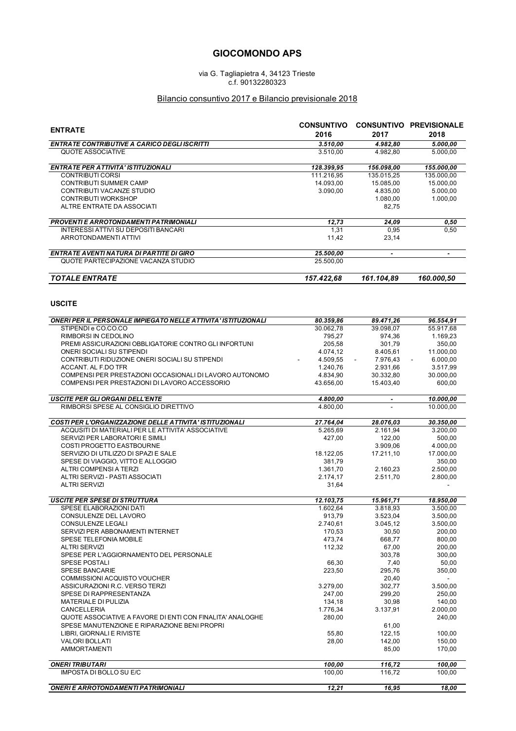# GIOCOMONDO APS

via G. Tagliapietra 4, 34123 Trieste
c.f. 90132280323

## Bilancio consuntivo 2017 e Bilancio previsionale 2018

| ENTRATE | CONSUNTIVO 2016 | CONSUNTIVO 2017 | PREVISIONALE 2018 |
|---|---|---|---|
| ***ENTRATE CONTRIBUTIVE A CARICO DEGLI ISCRITTI*** | ***3.510,00*** | ***4.982,80*** | ***5.000,00*** |
| QUOTE ASSOCIATIVE | 3.510,00 | 4.982,80 | 5.000,00 |
| ***ENTRATE PER ATTIVITA' ISTITUZIONALI*** | ***128.399,95*** | ***156.098,00*** | ***155.000,00*** |
| CONTRIBUTI CORSI | 111.216,95 | 135.015,25 | 135.000,00 |
| CONTRIBUTI SUMMER CAMP | 14.093,00 | 15.085,00 | 15.000,00 |
| CONTRIBUTI VACANZE STUDIO | 3.090,00 | 4.835,00 | 5.000,00 |
| CONTRIBUTI WORKSHOP | | 1.080,00 | 1.000,00 |
| ALTRE ENTRATE DA ASSOCIATI | | 82,75 | |
| ***PROVENTI E ARROTONDAMENTI PATRIMONIALI*** | ***12,73*** | ***24,09*** | ***0,50*** |
| INTERESSI ATTIVI SU DEPOSITI BANCARI | 1,31 | 0,95 | 0,50 |
| ARROTONDAMENTI ATTIVI | 11,42 | 23,14 | |
| ***ENTRATE AVENTI NATURA DI PARTITE DI GIRO*** | ***25.500,00*** | ***-*** | ***-*** |
| QUOTE PARTECIPAZIONE VACANZA STUDIO | 25.500,00 | | |
| ***TOTALE ENTRATE*** | ***157.422,68*** | ***161.104,89*** | ***160.000,50*** |

| USCITE | | | |
|---|---|---|---|
| ***ONERI PER IL PERSONALE IMPIEGATO NELLE ATTIVITA' ISTITUZIONALI*** | ***80.359,86*** | ***89.471,26*** | ***96.554,91*** |
| STIPENDI e CO.CO.CO | 30.062,78 | 39.098,07 | 55.917,68 |
| RIMBORSI IN CEDOLINO | 795,27 | 974,36 | 1.169,23 |
| PREMI ASSICURAZIONI OBBLIGATORIE CONTRO GLI INFORTUNI | 205,58 | 301,79 | 350,00 |
| ONERI SOCIALI SU STIPENDI | 4.074,12 | 8.405,61 | 11.000,00 |
| CONTRIBUTI RIDUZIONE ONERI SOCIALI SU STIPENDI | - 4.509,55 | - 7.976,43 | - 6.000,00 |
| ACCANT. AL F.DO TFR | 1.240,76 | 2.931,66 | 3.517,99 |
| COMPENSI PER PRESTAZIONI OCCASIONALI DI LAVORO AUTONOMO | 4.834,90 | 30.332,80 | 30.000,00 |
| COMPENSI PER PRESTAZIONI DI LAVORO ACCESSORIO | 43.656,00 | 15.403,40 | 600,00 |
| ***USCITE PER GLI ORGANI DELL'ENTE*** | ***4.800,00*** | ***-*** | ***10.000,00*** |
| RIMBORSI SPESE AL CONSIGLIO DIRETTIVO | 4.800,00 | - | 10.000,00 |
| ***COSTI PER L'ORGANIZZAZIONE DELLE ATTIVITA' ISTITUZIONALI*** | ***27.764,04*** | ***28.076,03*** | ***30.350,00*** |
| ACQUISTI DI MATERIALI PER LE ATTIVITA' ASSOCIATIVE | 5.265,69 | 2.161,94 | 3.200,00 |
| SERVIZI PER LABORATORI E SIMILI | 427,00 | 122,00 | 500,00 |
| COSTI PROGETTO EASTBOURNE | | 3.909,06 | 4.000,00 |
| SERVIZIO DI UTILIZZO DI SPAZI E SALE | 18.122,05 | 17.211,10 | 17.000,00 |
| SPESE DI VIAGGIO, VITTO E ALLOGGIO | 381,79 | | 350,00 |
| ALTRI COMPENSI A TERZI | 1.361,70 | 2.160,23 | 2.500,00 |
| ALTRI SERVIZI - PASTI ASSOCIATI | 2.174,17 | 2.511,70 | 2.800,00 |
| ALTRI SERVIZI | 31,64 | | - |
| ***USCITE PER SPESE DI STRUTTURA*** | ***12.103,75*** | ***15.961,71*** | ***18.950,00*** |
| SPESE ELABORAZIONI DATI | 1.602,64 | 3.818,93 | 3.500,00 |
| CONSULENZE DEL LAVORO | 913,79 | 3.523,04 | 3.500,00 |
| CONSULENZE LEGALI | 2.740,61 | 3.045,12 | 3.500,00 |
| SERVIZI PER ABBONAMENTI INTERNET | 170,53 | 30,50 | 200,00 |
| SPESE TELEFONIA MOBILE | 473,74 | 668,77 | 800,00 |
| ALTRI SERVIZI | 112,32 | 67,00 | 200,00 |
| SPESE PER L'AGGIORNAMENTO DEL PERSONALE | | 303,78 | 300,00 |
| SPESE POSTALI | 66,30 | 7,40 | 50,00 |
| SPESE BANCARIE | 223,50 | 295,76 | 350,00 |
| COMMISSIONI ACQUISTO VOUCHER | | 20,40 | - |
| ASSICURAZIONI R.C. VERSO TERZI | 3.279,00 | 302,77 | 3.500,00 |
| SPESE DI RAPPRESENTANZA | 247,00 | 299,20 | 250,00 |
| MATERIALE DI PULIZIA | 134,18 | 30,98 | 140,00 |
| CANCELLERIA | 1.776,34 | 3.137,91 | 2.000,00 |
| QUOTE ASSOCIATIVE A FAVORE DI ENTI CON FINALITA' ANALOGHE | 280,00 | | 240,00 |
| SPESE MANUTENZIONE E RIPARAZIONE BENI PROPRI | | 61,00 | |
| LIBRI, GIORNALI E RIVISTE | 55,80 | 122,15 | 100,00 |
| VALORI BOLLATI | 28,00 | 142,00 | 150,00 |
| AMMORTAMENTI | | 85,00 | 170,00 |
| ***ONERI TRIBUTARI*** | ***100,00*** | ***116,72*** | ***100,00*** |
| IMPOSTA DI BOLLO SU E/C | 100,00 | 116,72 | 100,00 |
| ***ONERI E ARROTONDAMENTI PATRIMONIALI*** | ***12,21*** | ***16,95*** | ***18,00*** |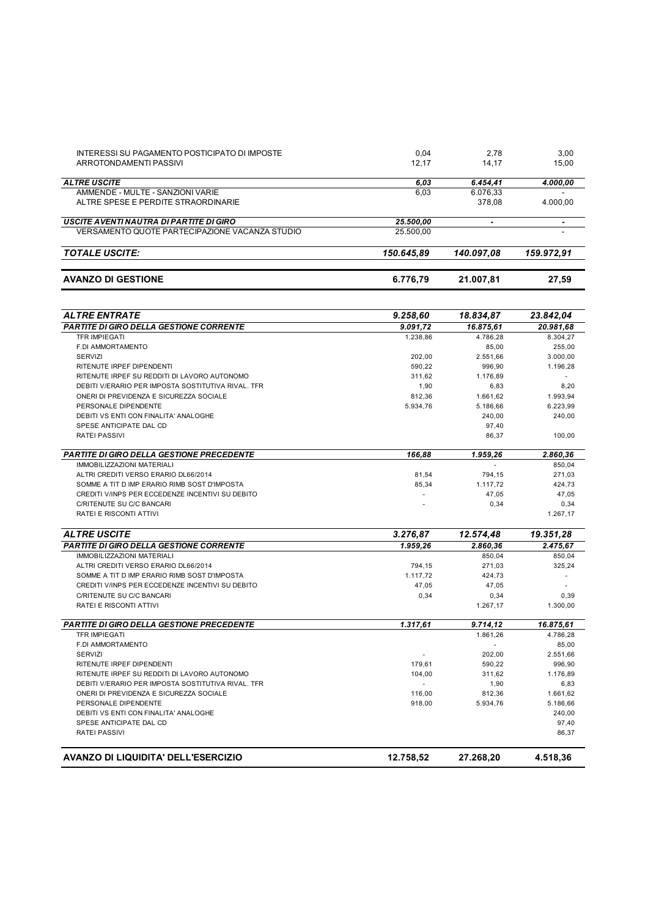| | | | |
|---|---|---|---|
| INTERESSI SU PAGAMENTO POSTICIPATO DI IMPOSTE | 0,04 | 2,78 | 3,00 |
| ARROTONDAMENTI PASSIVI | 12,17 | 14,17 | 15,00 |
| ***ALTRE USCITE*** | ***6,03*** | ***6.454,41*** | ***4.000,00*** |
| AMMENDE - MULTE - SANZIONI VARIE | 6,03 | 6.076,33 | - |
| ALTRE SPESE E PERDITE STRAORDINARIE | | 378,08 | 4.000,00 |
| ***USCITE AVENTI NAUTRA DI PARTITE DI GIRO*** | ***25.500,00*** | ***-*** | ***-*** |
| VERSAMENTO QUOTE PARTECIPAZIONE VACANZA STUDIO | 25.500,00 | | - |
| ***TOTALE USCITE:*** | ***150.645,89*** | ***140.097,08*** | ***159.972,91*** |
| **AVANZO DI GESTIONE** | **6.776,79** | **21.007,81** | **27,59** |

| | | | |
|---|---|---|---|
| ***ALTRE ENTRATE*** | ***9.258,60*** | ***18.834,87*** | ***23.842,04*** |
| ***PARTITE DI GIRO DELLA GESTIONE CORRENTE*** | ***9.091,72*** | ***16.875,61*** | ***20.981,68*** |
| TFR IMPIEGATI | 1.238,86 | 4.786,28 | 8.304,27 |
| F.DI AMMORTAMENTO | | 85,00 | 255,00 |
| SERVIZI | 202,00 | 2.551,66 | 3.000,00 |
| RITENUTE IRPEF DIPENDENTI | 590,22 | 996,90 | 1.196,28 |
| RITENUTE IRPEF SU REDDITI DI LAVORO AUTONOMO | 311,62 | 1.176,89 | - |
| DEBITI V/ERARIO PER IMPOSTA SOSTITUTIVA RIVAL. TFR | 1,90 | 6,83 | 8,20 |
| ONERI DI PREVIDENZA E SICUREZZA SOCIALE | 812,36 | 1.661,62 | 1.993,94 |
| PERSONALE DIPENDENTE | 5.934,76 | 5.186,66 | 6.223,99 |
| DEBITI VS ENTI CON FINALITA' ANALOGHE | | 240,00 | 240,00 |
| SPESE ANTICIPATE DAL CD | | 97,40 | |
| RATEI PASSIVI | | 86,37 | 100,00 |
| ***PARTITE DI GIRO DELLA GESTIONE PRECEDENTE*** | ***166,88*** | ***1.959,26*** | ***2.860,36*** |
| IMMOBILIZZAZIONI MATERIALI | | - | 850,04 |
| ALTRI CREDITI VERSO ERARIO DL66/2014 | 81,54 | 794,15 | 271,03 |
| SOMME A TIT D IMP ERARIO RIMB SOST D'IMPOSTA | 85,34 | 1.117,72 | 424,73 |
| CREDITI V/INPS PER ECCEDENZE INCENTIVI SU DEBITO | - | 47,05 | 47,05 |
| C/RITENUTE SU C/C BANCARI | - | 0,34 | 0,34 |
| RATEI E RISCONTI ATTIVI | | | 1.267,17 |
| ***ALTRE USCITE*** | ***3.276,87*** | ***12.574,48*** | ***19.351,28*** |
| ***PARTITE DI GIRO DELLA GESTIONE CORRENTE*** | ***1.959,26*** | ***2.860,36*** | ***2.475,67*** |
| IMMOBILIZZAZIONI MATERIALI | | 850,04 | 850,04 |
| ALTRI CREDITI VERSO ERARIO DL66/2014 | 794,15 | 271,03 | 325,24 |
| SOMME A TIT D IMP ERARIO RIMB SOST D'IMPOSTA | 1.117,72 | 424,73 | - |
| CREDITI V/INPS PER ECCEDENZE INCENTIVI SU DEBITO | 47,05 | 47,05 | - |
| C/RITENUTE SU C/C BANCARI | 0,34 | 0,34 | 0,39 |
| RATEI E RISCONTI ATTIVI | | 1.267,17 | 1.300,00 |
| ***PARTITE DI GIRO DELLA GESTIONE PRECEDENTE*** | ***1.317,61*** | ***9.714,12*** | ***16.875,61*** |
| TFR IMPIEGATI | | 1.861,26 | 4.786,28 |
| F.DI AMMORTAMENTO | | - | 85,00 |
| SERVIZI | - | 202,00 | 2.551,66 |
| RITENUTE IRPEF DIPENDENTI | 179,61 | 590,22 | 996,90 |
| RITENUTE IRPEF SU REDDITI DI LAVORO AUTONOMO | 104,00 | 311,62 | 1.176,89 |
| DEBITI V/ERARIO PER IMPOSTA SOSTITUTIVA RIVAL. TFR | - | 1,90 | 6,83 |
| ONERI DI PREVIDENZA E SICUREZZA SOCIALE | 116,00 | 812,36 | 1.661,62 |
| PERSONALE DIPENDENTE | 918,00 | 5.934,76 | 5.186,66 |
| DEBITI VS ENTI CON FINALITA' ANALOGHE | | | 240,00 |
| SPESE ANTICIPATE DAL CD | | | 97,40 |
| RATEI PASSIVI | | | 86,37 |
| **AVANZO DI LIQUIDITA' DELL'ESERCIZIO** | **12.758,52** | **27.268,20** | **4.518,36** |